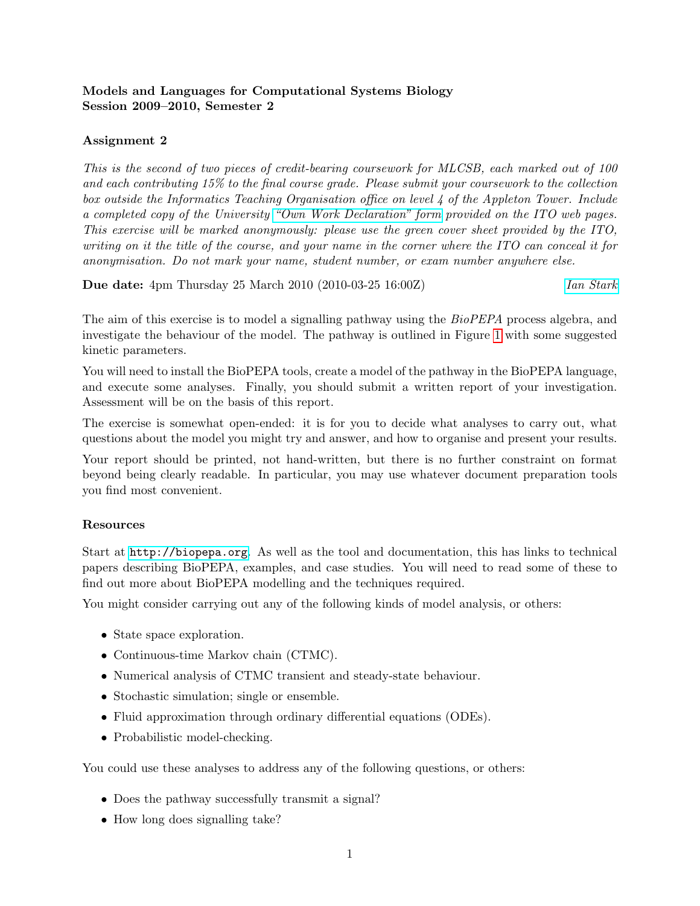**Models and Languages for Computational Systems Biology**
**Session 2009–2010, Semester 2**

**Assignment 2**

*This is the second of two pieces of credit-bearing coursework for MLCSB, each marked out of 100 and each contributing 15% to the final course grade. Please submit your coursework to the collection box outside the Informatics Teaching Organisation office on level 4 of the Appleton Tower. Include a completed copy of the University "Own Work Declaration" form provided on the ITO web pages. This exercise will be marked anonymously: please use the green cover sheet provided by the ITO, writing on it the title of the course, and your name in the corner where the ITO can conceal it for anonymisation. Do not mark your name, student number, or exam number anywhere else.*

**Due date:** 4pm Thursday 25 March 2010 (2010-03-25 16:00Z) *Ian Stark*

The aim of this exercise is to model a signalling pathway using the *BioPEPA* process algebra, and investigate the behaviour of the model. The pathway is outlined in Figure 1 with some suggested kinetic parameters.

You will need to install the BioPEPA tools, create a model of the pathway in the BioPEPA language, and execute some analyses. Finally, you should submit a written report of your investigation. Assessment will be on the basis of this report.

The exercise is somewhat open-ended: it is for you to decide what analyses to carry out, what questions about the model you might try and answer, and how to organise and present your results.

Your report should be printed, not hand-written, but there is no further constraint on format beyond being clearly readable. In particular, you may use whatever document preparation tools you find most convenient.

### Resources

Start at `http://biopepa.org`. As well as the tool and documentation, this has links to technical papers describing BioPEPA, examples, and case studies. You will need to read some of these to find out more about BioPEPA modelling and the techniques required.

You might consider carrying out any of the following kinds of model analysis, or others:

- State space exploration.
- Continuous-time Markov chain (CTMC).
- Numerical analysis of CTMC transient and steady-state behaviour.
- Stochastic simulation; single or ensemble.
- Fluid approximation through ordinary differential equations (ODEs).
- Probabilistic model-checking.

You could use these analyses to address any of the following questions, or others:

- Does the pathway successfully transmit a signal?
- How long does signalling take?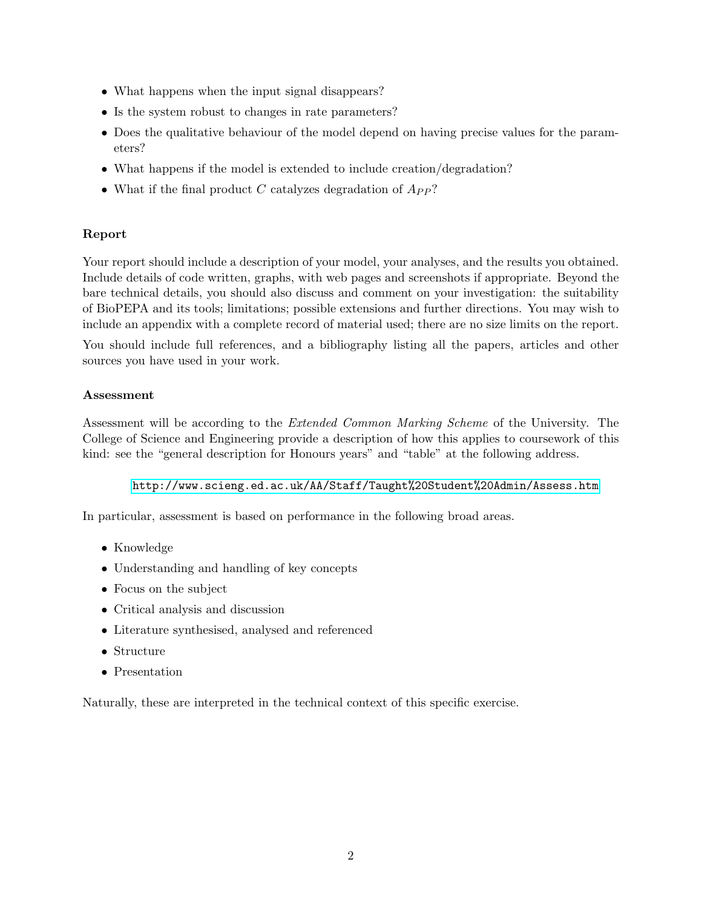- What happens when the input signal disappears?
- Is the system robust to changes in rate parameters?
- Does the qualitative behaviour of the model depend on having precise values for the parameters?
- What happens if the model is extended to include creation/degradation?
- What if the final product $C$ catalyzes degradation of $A_{PP}$?

### Report

Your report should include a description of your model, your analyses, and the results you obtained. Include details of code written, graphs, with web pages and screenshots if appropriate. Beyond the bare technical details, you should also discuss and comment on your investigation: the suitability of BioPEPA and its tools; limitations; possible extensions and further directions. You may wish to include an appendix with a complete record of material used; there are no size limits on the report.

You should include full references, and a bibliography listing all the papers, articles and other sources you have used in your work.

### Assessment

Assessment will be according to the *Extended Common Marking Scheme* of the University. The College of Science and Engineering provide a description of how this applies to coursework of this kind: see the "general description for Honours years" and "table" at the following address.

`http://www.scieng.ed.ac.uk/AA/Staff/Taught%20Student%20Admin/Assess.htm`

In particular, assessment is based on performance in the following broad areas.

- Knowledge
- Understanding and handling of key concepts
- Focus on the subject
- Critical analysis and discussion
- Literature synthesised, analysed and referenced
- Structure
- Presentation

Naturally, these are interpreted in the technical context of this specific exercise.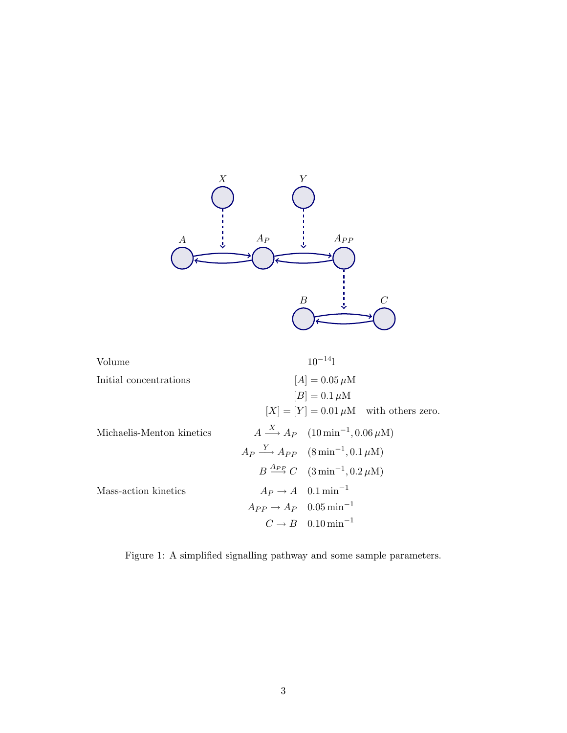X

Y

A

$A_P$

$A_{PP}$

B

C

| | | |
|---|---|---|
| Volume | | $10^{-14}$l |
| Initial concentrations | | $[A] = 0.05\,\mu$M |
| | | $[B] = 0.1\,\mu$M |
| | | $[X] = [Y] = 0.01\,\mu$M with others zero. |
| Michaelis-Menton kinetics | $A \xrightarrow{X} A_P$ | $(10\,\text{min}^{-1}, 0.06\,\mu\text{M})$ |
| | $A_P \xrightarrow{Y} A_{PP}$ | $(8\,\text{min}^{-1}, 0.1\,\mu\text{M})$ |
| | $B \xrightarrow{A_{PP}} C$ | $(3\,\text{min}^{-1}, 0.2\,\mu\text{M})$ |
| Mass-action kinetics | $A_P \rightarrow A$ | $0.1\,\text{min}^{-1}$ |
| | $A_{PP} \rightarrow A_P$ | $0.05\,\text{min}^{-1}$ |
| | $C \rightarrow B$ | $0.10\,\text{min}^{-1}$ |

Figure 1: A simplified signalling pathway and some sample parameters.